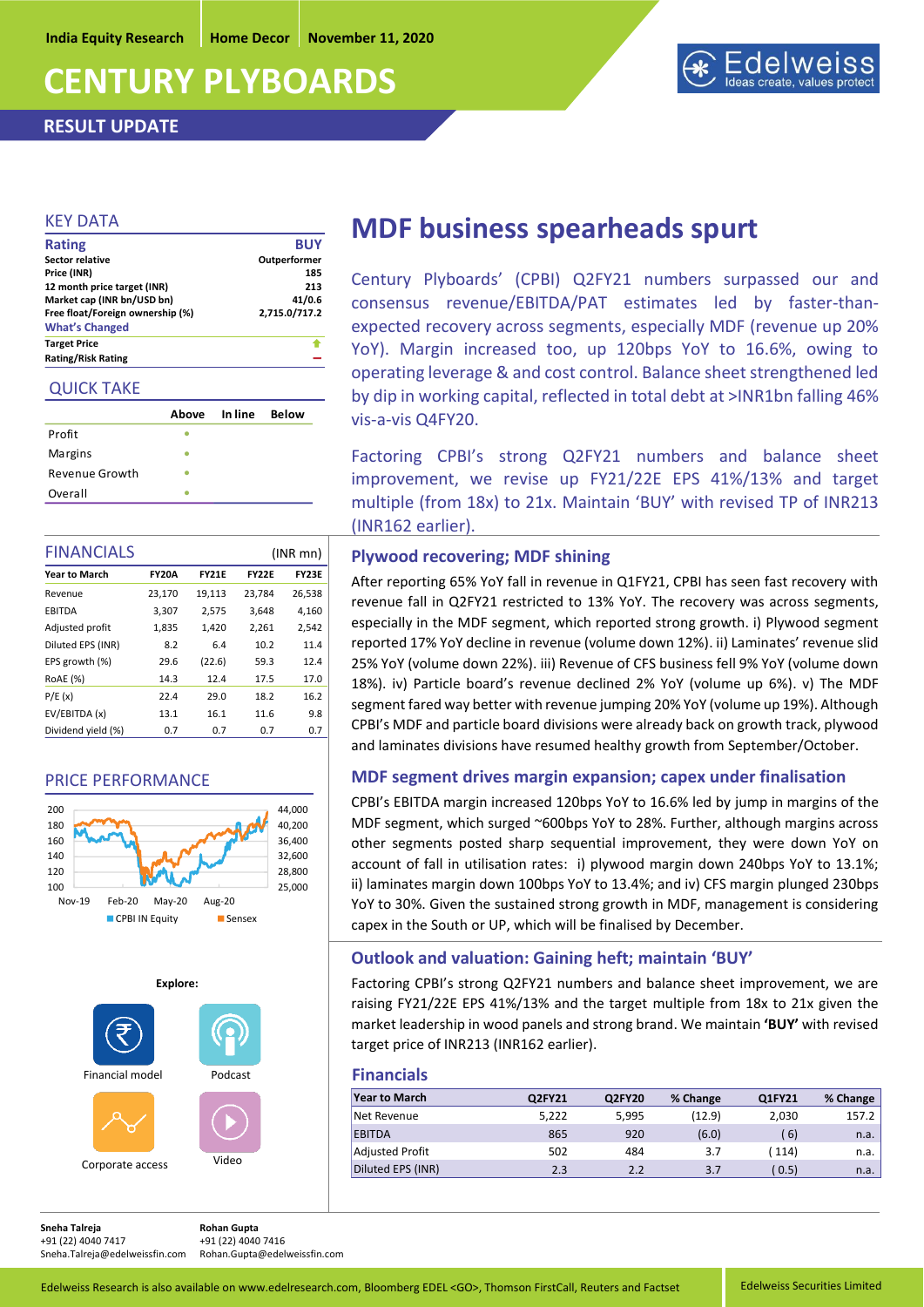India Equity Research | Home Decor | November 11, 2020

# CENTURY PLYBOARDS

**RESULT UPDATE**

## KEY DATA

| **Rating** | **BUY** |
|---|---|
| Sector relative | Outperformer |
| Price (INR) | 185 |
| 12 month price target (INR) | 213 |
| Market cap (INR bn/USD bn) | 41/0.6 |
| Free float/Foreign ownership (%) | 2,715.0/717.2 |

**What's Changed**

| | |
|---|---|
| Target Price | ↑ |
| Rating/Risk Rating | – |

## QUICK TAKE

| | Above | In line | Below |
|---|---|---|---|
| Profit | • | | |
| Margins | • | | |
| Revenue Growth | • | | |
| Overall | • | | |

## FINANCIALS

(INR mn)

| Year to March | FY20A | FY21E | FY22E | FY23E |
|---|---|---|---|---|
| Revenue | 23,170 | 19,113 | 23,784 | 26,538 |
| EBITDA | 3,307 | 2,575 | 3,648 | 4,160 |
| Adjusted profit | 1,835 | 1,420 | 2,261 | 2,542 |
| Diluted EPS (INR) | 8.2 | 6.4 | 10.2 | 11.4 |
| EPS growth (%) | 29.6 | (22.6) | 59.3 | 12.4 |
| RoAE (%) | 14.3 | 12.4 | 17.5 | 17.0 |
| P/E (x) | 22.4 | 29.0 | 18.2 | 16.2 |
| EV/EBITDA (x) | 13.1 | 16.1 | 11.6 | 9.8 |
| Dividend yield (%) | 0.7 | 0.7 | 0.7 | 0.7 |

## PRICE PERFORMANCE

CPBI IN Equity / Sensex (Nov-19 to Aug-20)

# MDF business spearheads spurt

Century Plyboards' (CPBI) Q2FY21 numbers surpassed our and consensus revenue/EBITDA/PAT estimates led by faster-than-expected recovery across segments, especially MDF (revenue up 20% YoY). Margin increased too, up 120bps YoY to 16.6%, owing to operating leverage & and cost control. Balance sheet strengthened led by dip in working capital, reflected in total debt at >INR1bn falling 46% vis-a-vis Q4FY20.

Factoring CPBI's strong Q2FY21 numbers and balance sheet improvement, we revise up FY21/22E EPS 41%/13% and target multiple (from 18x) to 21x. Maintain 'BUY' with revised TP of INR213 (INR162 earlier).

### Plywood recovering; MDF shining

After reporting 65% YoY fall in revenue in Q1FY21, CPBI has seen fast recovery with revenue fall in Q2FY21 restricted to 13% YoY. The recovery was across segments, especially in the MDF segment, which reported strong growth. i) Plywood segment reported 17% YoY decline in revenue (volume down 12%). ii) Laminates' revenue slid 25% YoY (volume down 22%). iii) Revenue of CFS business fell 9% YoY (volume down 18%). iv) Particle board's revenue declined 2% YoY (volume up 6%). v) The MDF segment fared way better with revenue jumping 20% YoY (volume up 19%). Although CPBI's MDF and particle board divisions were already back on growth track, plywood and laminates divisions have resumed healthy growth from September/October.

### MDF segment drives margin expansion; capex under finalisation

CPBI's EBITDA margin increased 120bps YoY to 16.6% led by jump in margins of the MDF segment, which surged ~600bps YoY to 28%. Further, although margins across other segments posted sharp sequential improvement, they were down YoY on account of fall in utilisation rates: i) plywood margin down 240bps YoY to 13.1%; ii) laminates margin down 100bps YoY to 13.4%; and iv) CFS margin plunged 230bps YoY to 30%. Given the sustained strong growth in MDF, management is considering capex in the South or UP, which will be finalised by December.

### Outlook and valuation: Gaining heft; maintain 'BUY'

Factoring CPBI's strong Q2FY21 numbers and balance sheet improvement, we are raising FY21/22E EPS 41%/13% and the target multiple from 18x to 21x given the market leadership in wood panels and strong brand. We maintain **'BUY'** with revised target price of INR213 (INR162 earlier).

### Financials

| Year to March | Q2FY21 | Q2FY20 | % Change | Q1FY21 | % Change |
|---|---|---|---|---|---|
| Net Revenue | 5,222 | 5,995 | (12.9) | 2,030 | 157.2 |
| EBITDA | 865 | 920 | (6.0) | ( 6) | n.a. |
| Adjusted Profit | 502 | 484 | 3.7 | ( 114) | n.a. |
| Diluted EPS (INR) | 2.3 | 2.2 | 3.7 | ( 0.5) | n.a. |

Explore: Financial model | Podcast | Corporate access | Video

**Sneha Talreja**
+91 (22) 4040 7417
Sneha.Talreja@edelweissfin.com

**Rohan Gupta**
+91 (22) 4040 7416
Rohan.Gupta@edelweissfin.com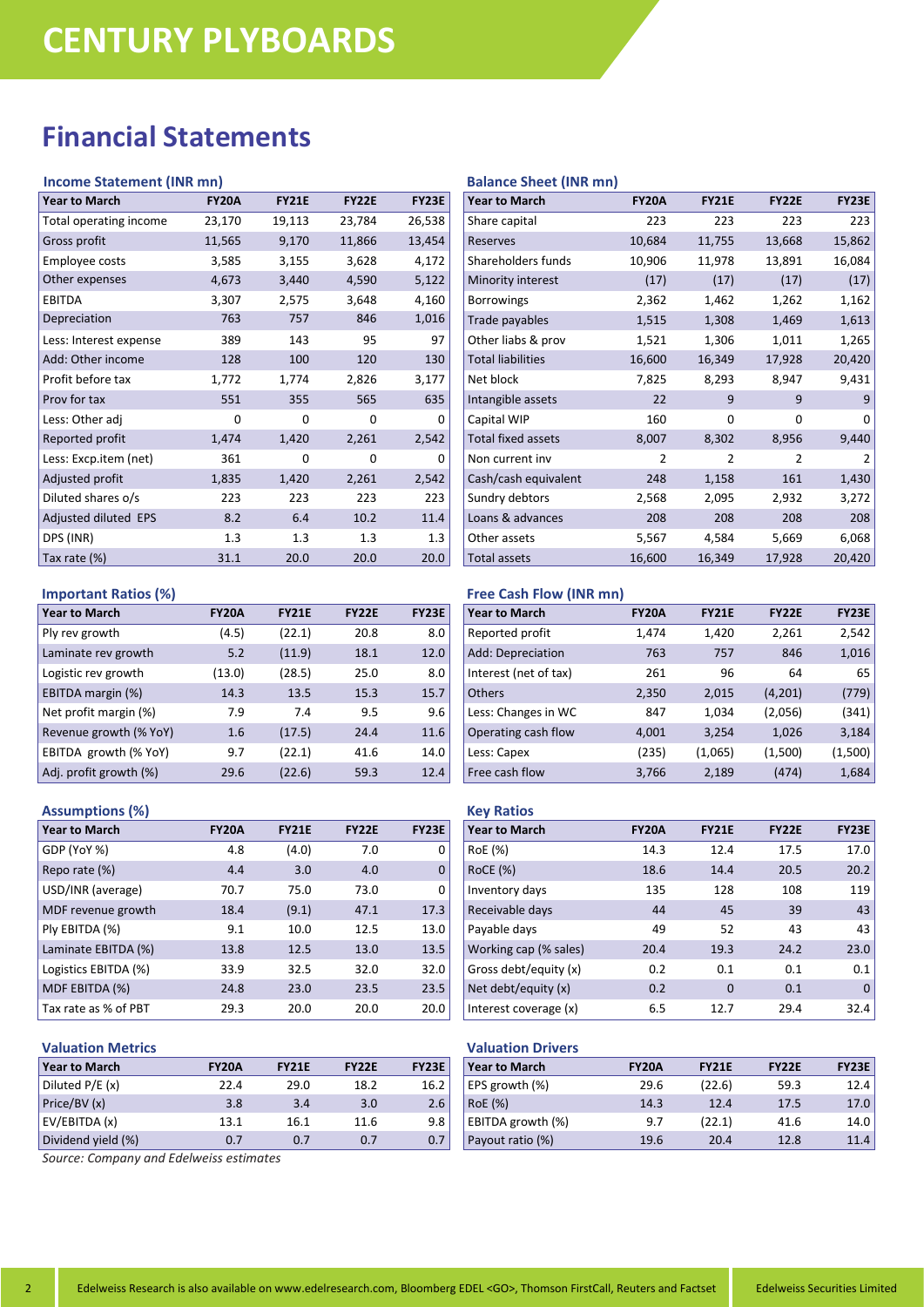# CENTURY PLYBOARDS

## Financial Statements

### Income Statement (INR mn)

| Year to March | FY20A | FY21E | FY22E | FY23E |
|---|---|---|---|---|
| Total operating income | 23,170 | 19,113 | 23,784 | 26,538 |
| Gross profit | 11,565 | 9,170 | 11,866 | 13,454 |
| Employee costs | 3,585 | 3,155 | 3,628 | 4,172 |
| Other expenses | 4,673 | 3,440 | 4,590 | 5,122 |
| EBITDA | 3,307 | 2,575 | 3,648 | 4,160 |
| Depreciation | 763 | 757 | 846 | 1,016 |
| Less: Interest expense | 389 | 143 | 95 | 97 |
| Add: Other income | 128 | 100 | 120 | 130 |
| Profit before tax | 1,772 | 1,774 | 2,826 | 3,177 |
| Prov for tax | 551 | 355 | 565 | 635 |
| Less: Other adj | 0 | 0 | 0 | 0 |
| Reported profit | 1,474 | 1,420 | 2,261 | 2,542 |
| Less: Excp.item (net) | 361 | 0 | 0 | 0 |
| Adjusted profit | 1,835 | 1,420 | 2,261 | 2,542 |
| Diluted shares o/s | 223 | 223 | 223 | 223 |
| Adjusted diluted EPS | 8.2 | 6.4 | 10.2 | 11.4 |
| DPS (INR) | 1.3 | 1.3 | 1.3 | 1.3 |
| Tax rate (%) | 31.1 | 20.0 | 20.0 | 20.0 |

### Balance Sheet (INR mn)

| Year to March | FY20A | FY21E | FY22E | FY23E |
|---|---|---|---|---|
| Share capital | 223 | 223 | 223 | 223 |
| Reserves | 10,684 | 11,755 | 13,668 | 15,862 |
| Shareholders funds | 10,906 | 11,978 | 13,891 | 16,084 |
| Minority interest | (17) | (17) | (17) | (17) |
| Borrowings | 2,362 | 1,462 | 1,262 | 1,162 |
| Trade payables | 1,515 | 1,308 | 1,469 | 1,613 |
| Other liabs & prov | 1,521 | 1,306 | 1,011 | 1,265 |
| Total liabilities | 16,600 | 16,349 | 17,928 | 20,420 |
| Net block | 7,825 | 8,293 | 8,947 | 9,431 |
| Intangible assets | 22 | 9 | 9 | 9 |
| Capital WIP | 160 | 0 | 0 | 0 |
| Total fixed assets | 8,007 | 8,302 | 8,956 | 9,440 |
| Non current inv | 2 | 2 | 2 | 2 |
| Cash/cash equivalent | 248 | 1,158 | 161 | 1,430 |
| Sundry debtors | 2,568 | 2,095 | 2,932 | 3,272 |
| Loans & advances | 208 | 208 | 208 | 208 |
| Other assets | 5,567 | 4,584 | 5,669 | 6,068 |
| Total assets | 16,600 | 16,349 | 17,928 | 20,420 |

### Important Ratios (%)

| Year to March | FY20A | FY21E | FY22E | FY23E |
|---|---|---|---|---|
| Ply rev growth | (4.5) | (22.1) | 20.8 | 8.0 |
| Laminate rev growth | 5.2 | (11.9) | 18.1 | 12.0 |
| Logistic rev growth | (13.0) | (28.5) | 25.0 | 8.0 |
| EBITDA margin (%) | 14.3 | 13.5 | 15.3 | 15.7 |
| Net profit margin (%) | 7.9 | 7.4 | 9.5 | 9.6 |
| Revenue growth (% YoY) | 1.6 | (17.5) | 24.4 | 11.6 |
| EBITDA growth (% YoY) | 9.7 | (22.1) | 41.6 | 14.0 |
| Adj. profit growth (%) | 29.6 | (22.6) | 59.3 | 12.4 |

### Free Cash Flow (INR mn)

| Year to March | FY20A | FY21E | FY22E | FY23E |
|---|---|---|---|---|
| Reported profit | 1,474 | 1,420 | 2,261 | 2,542 |
| Add: Depreciation | 763 | 757 | 846 | 1,016 |
| Interest (net of tax) | 261 | 96 | 64 | 65 |
| Others | 2,350 | 2,015 | (4,201) | (779) |
| Less: Changes in WC | 847 | 1,034 | (2,056) | (341) |
| Operating cash flow | 4,001 | 3,254 | 1,026 | 3,184 |
| Less: Capex | (235) | (1,065) | (1,500) | (1,500) |
| Free cash flow | 3,766 | 2,189 | (474) | 1,684 |

### Assumptions (%)

| Year to March | FY20A | FY21E | FY22E | FY23E |
|---|---|---|---|---|
| GDP (YoY %) | 4.8 | (4.0) | 7.0 | 0 |
| Repo rate (%) | 4.4 | 3.0 | 4.0 | 0 |
| USD/INR (average) | 70.7 | 75.0 | 73.0 | 0 |
| MDF revenue growth | 18.4 | (9.1) | 47.1 | 17.3 |
| Ply EBITDA (%) | 9.1 | 10.0 | 12.5 | 13.0 |
| Laminate EBITDA (%) | 13.8 | 12.5 | 13.0 | 13.5 |
| Logistics EBITDA (%) | 33.9 | 32.5 | 32.0 | 32.0 |
| MDF EBITDA (%) | 24.8 | 23.0 | 23.5 | 23.5 |
| Tax rate as % of PBT | 29.3 | 20.0 | 20.0 | 20.0 |

### Key Ratios

| Year to March | FY20A | FY21E | FY22E | FY23E |
|---|---|---|---|---|
| RoE (%) | 14.3 | 12.4 | 17.5 | 17.0 |
| RoCE (%) | 18.6 | 14.4 | 20.5 | 20.2 |
| Inventory days | 135 | 128 | 108 | 119 |
| Receivable days | 44 | 45 | 39 | 43 |
| Payable days | 49 | 52 | 43 | 43 |
| Working cap (% sales) | 20.4 | 19.3 | 24.2 | 23.0 |
| Gross debt/equity (x) | 0.2 | 0.1 | 0.1 | 0.1 |
| Net debt/equity (x) | 0.2 | 0 | 0.1 | 0 |
| Interest coverage (x) | 6.5 | 12.7 | 29.4 | 32.4 |

### Valuation Metrics

| Year to March | FY20A | FY21E | FY22E | FY23E |
|---|---|---|---|---|
| Diluted P/E (x) | 22.4 | 29.0 | 18.2 | 16.2 |
| Price/BV (x) | 3.8 | 3.4 | 3.0 | 2.6 |
| EV/EBITDA (x) | 13.1 | 16.1 | 11.6 | 9.8 |
| Dividend yield (%) | 0.7 | 0.7 | 0.7 | 0.7 |

*Source: Company and Edelweiss estimates*

### Valuation Drivers

| Year to March | FY20A | FY21E | FY22E | FY23E |
|---|---|---|---|---|
| EPS growth (%) | 29.6 | (22.6) | 59.3 | 12.4 |
| RoE (%) | 14.3 | 12.4 | 17.5 | 17.0 |
| EBITDA growth (%) | 9.7 | (22.1) | 41.6 | 14.0 |
| Payout ratio (%) | 19.6 | 20.4 | 12.8 | 11.4 |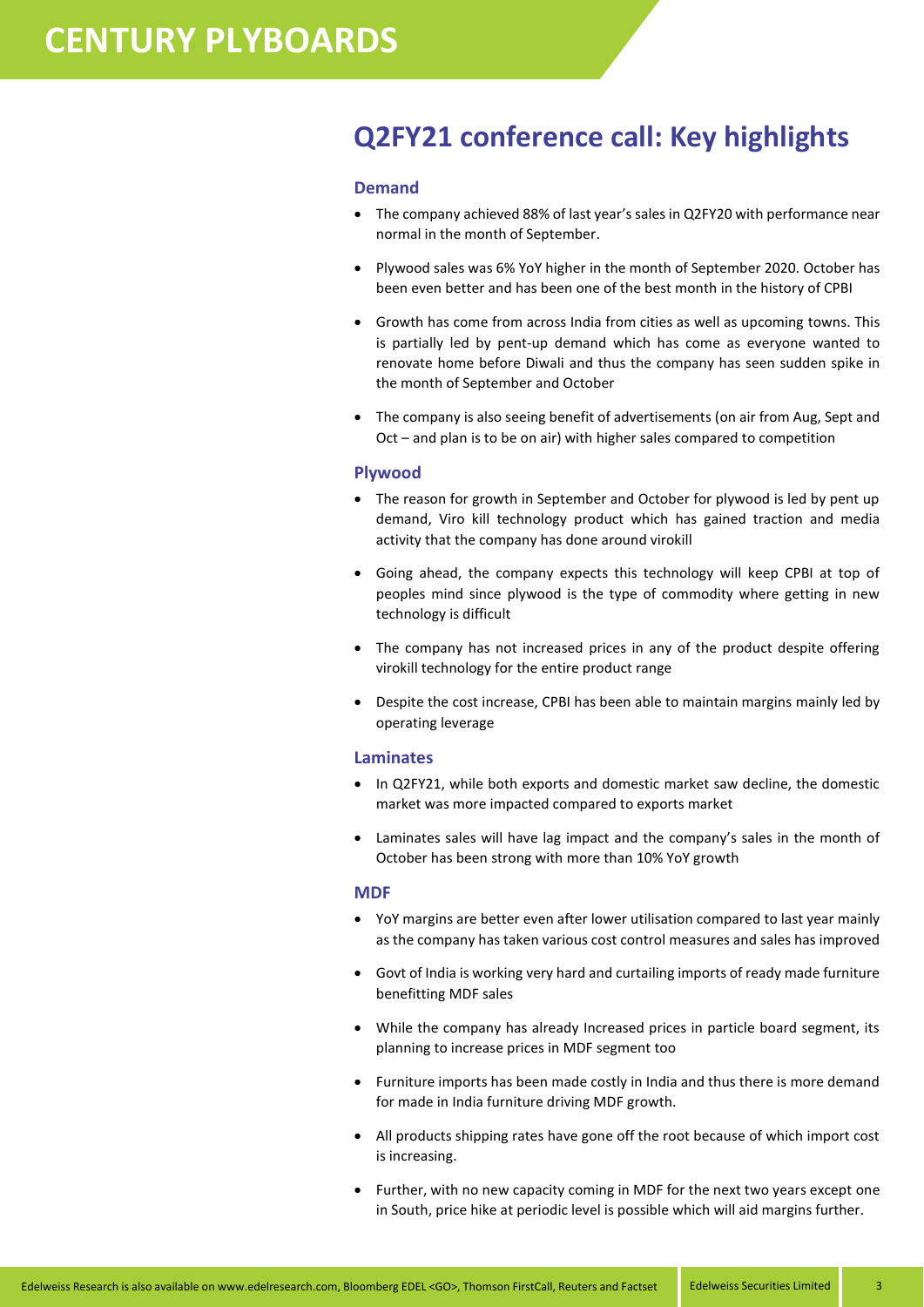## Q2FY21 conference call: Key highlights

### Demand

- The company achieved 88% of last year's sales in Q2FY20 with performance near normal in the month of September.
- Plywood sales was 6% YoY higher in the month of September 2020. October has been even better and has been one of the best month in the history of CPBI
- Growth has come from across India from cities as well as upcoming towns. This is partially led by pent-up demand which has come as everyone wanted to renovate home before Diwali and thus the company has seen sudden spike in the month of September and October
- The company is also seeing benefit of advertisements (on air from Aug, Sept and Oct – and plan is to be on air) with higher sales compared to competition

### Plywood

- The reason for growth in September and October for plywood is led by pent up demand, Viro kill technology product which has gained traction and media activity that the company has done around virokill
- Going ahead, the company expects this technology will keep CPBI at top of peoples mind since plywood is the type of commodity where getting in new technology is difficult
- The company has not increased prices in any of the product despite offering virokill technology for the entire product range
- Despite the cost increase, CPBI has been able to maintain margins mainly led by operating leverage

### Laminates

- In Q2FY21, while both exports and domestic market saw decline, the domestic market was more impacted compared to exports market
- Laminates sales will have lag impact and the company's sales in the month of October has been strong with more than 10% YoY growth

### MDF

- YoY margins are better even after lower utilisation compared to last year mainly as the company has taken various cost control measures and sales has improved
- Govt of India is working very hard and curtailing imports of ready made furniture benefitting MDF sales
- While the company has already Increased prices in particle board segment, its planning to increase prices in MDF segment too
- Furniture imports has been made costly in India and thus there is more demand for made in India furniture driving MDF growth.
- All products shipping rates have gone off the root because of which import cost is increasing.
- Further, with no new capacity coming in MDF for the next two years except one in South, price hike at periodic level is possible which will aid margins further.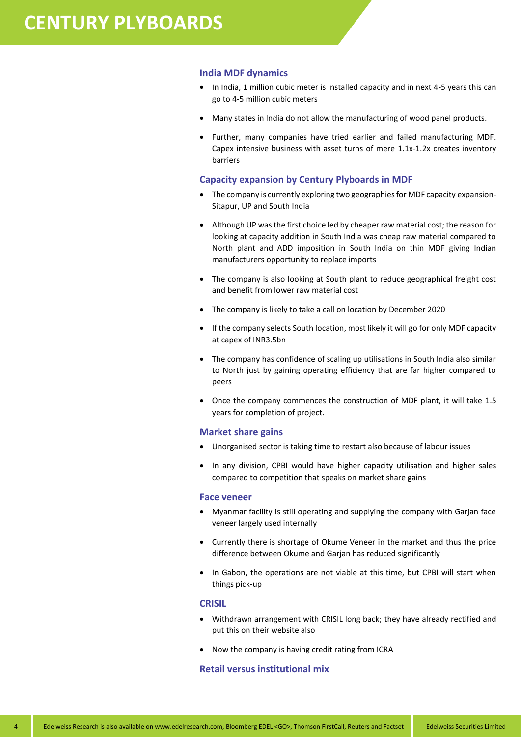## India MDF dynamics

- In India, 1 million cubic meter is installed capacity and in next 4-5 years this can go to 4-5 million cubic meters
- Many states in India do not allow the manufacturing of wood panel products.
- Further, many companies have tried earlier and failed manufacturing MDF. Capex intensive business with asset turns of mere 1.1x-1.2x creates inventory barriers

## Capacity expansion by Century Plyboards in MDF

- The company is currently exploring two geographies for MDF capacity expansion- Sitapur, UP and South India
- Although UP was the first choice led by cheaper raw material cost; the reason for looking at capacity addition in South India was cheap raw material compared to North plant and ADD imposition in South India on thin MDF giving Indian manufacturers opportunity to replace imports
- The company is also looking at South plant to reduce geographical freight cost and benefit from lower raw material cost
- The company is likely to take a call on location by December 2020
- If the company selects South location, most likely it will go for only MDF capacity at capex of INR3.5bn
- The company has confidence of scaling up utilisations in South India also similar to North just by gaining operating efficiency that are far higher compared to peers
- Once the company commences the construction of MDF plant, it will take 1.5 years for completion of project.

## Market share gains

- Unorganised sector is taking time to restart also because of labour issues
- In any division, CPBI would have higher capacity utilisation and higher sales compared to competition that speaks on market share gains

## Face veneer

- Myanmar facility is still operating and supplying the company with Garjan face veneer largely used internally
- Currently there is shortage of Okume Veneer in the market and thus the price difference between Okume and Garjan has reduced significantly
- In Gabon, the operations are not viable at this time, but CPBI will start when things pick-up

## CRISIL

- Withdrawn arrangement with CRISIL long back; they have already rectified and put this on their website also
- Now the company is having credit rating from ICRA

## Retail versus institutional mix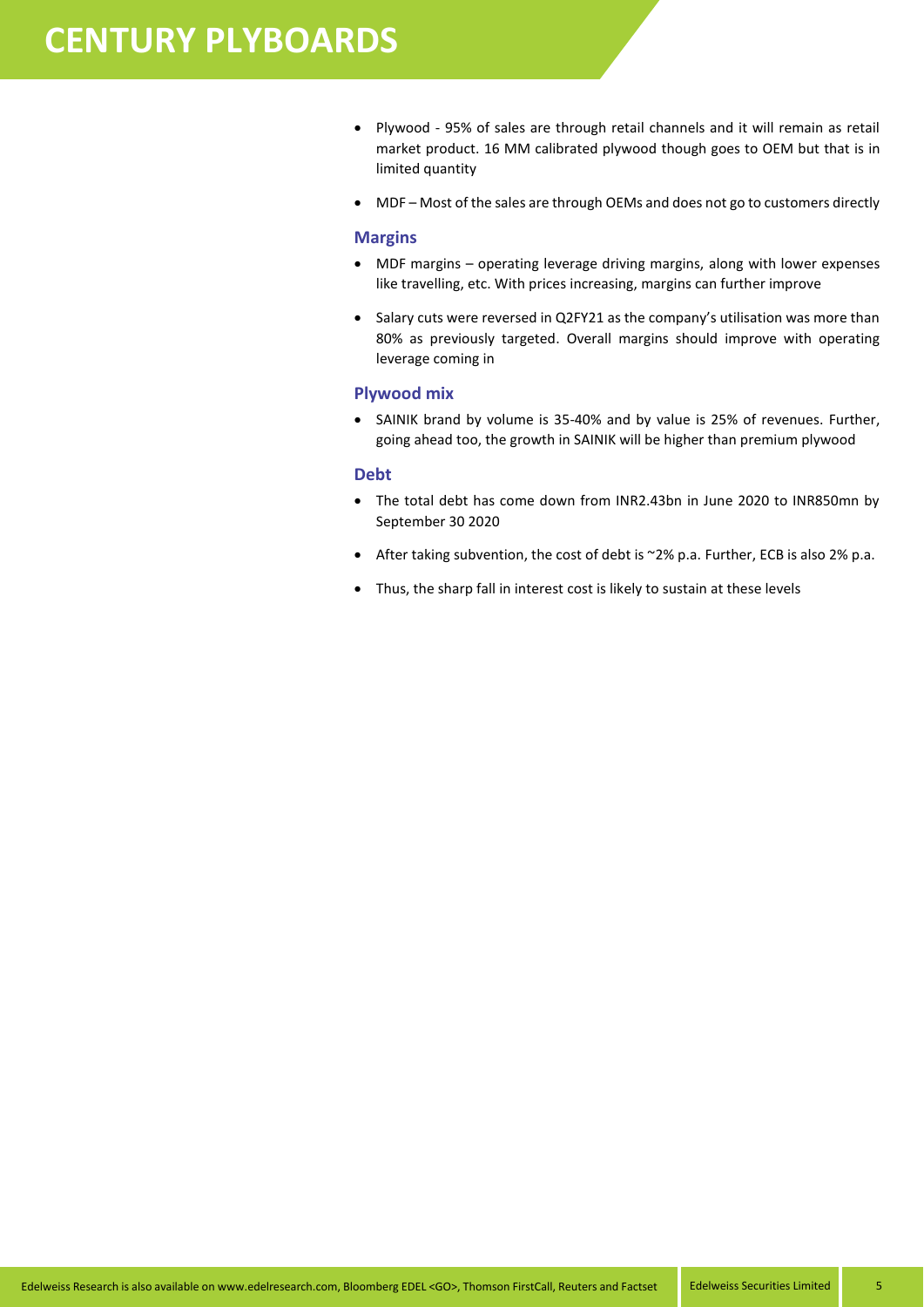- Plywood - 95% of sales are through retail channels and it will remain as retail market product. 16 MM calibrated plywood though goes to OEM but that is in limited quantity

- MDF – Most of the sales are through OEMs and does not go to customers directly

### Margins

- MDF margins – operating leverage driving margins, along with lower expenses like travelling, etc. With prices increasing, margins can further improve

- Salary cuts were reversed in Q2FY21 as the company's utilisation was more than 80% as previously targeted. Overall margins should improve with operating leverage coming in

### Plywood mix

- SAINIK brand by volume is 35-40% and by value is 25% of revenues. Further, going ahead too, the growth in SAINIK will be higher than premium plywood

### Debt

- The total debt has come down from INR2.43bn in June 2020 to INR850mn by September 30 2020

- After taking subvention, the cost of debt is ~2% p.a. Further, ECB is also 2% p.a.

- Thus, the sharp fall in interest cost is likely to sustain at these levels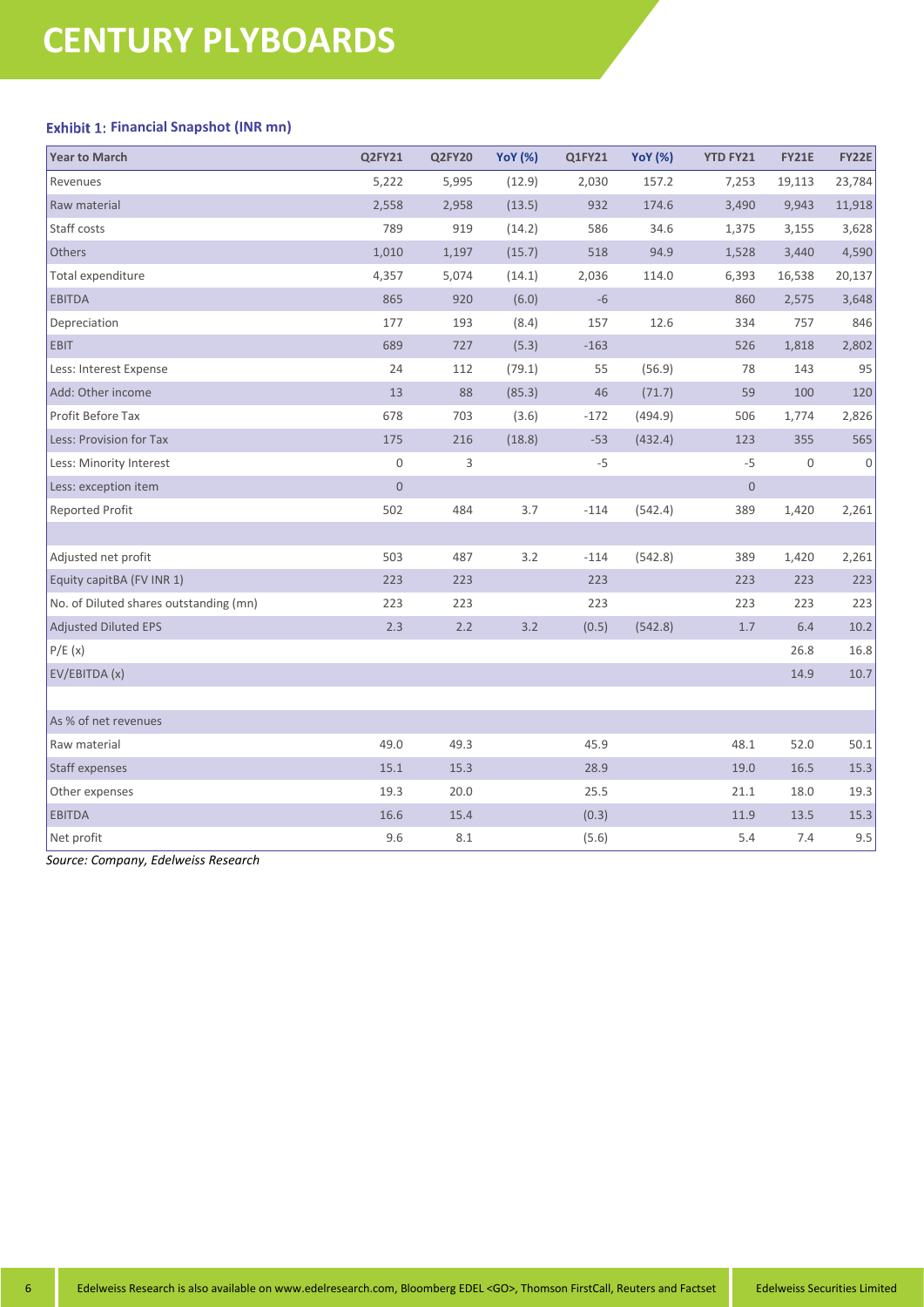# CENTURY PLYBOARDS

### Exhibit 1: Financial Snapshot (INR mn)

| Year to March | Q2FY21 | Q2FY20 | YoY (%) | Q1FY21 | YoY (%) | YTD FY21 | FY21E | FY22E |
|---|---|---|---|---|---|---|---|---|
| Revenues | 5,222 | 5,995 | (12.9) | 2,030 | 157.2 | 7,253 | 19,113 | 23,784 |
| Raw material | 2,558 | 2,958 | (13.5) | 932 | 174.6 | 3,490 | 9,943 | 11,918 |
| Staff costs | 789 | 919 | (14.2) | 586 | 34.6 | 1,375 | 3,155 | 3,628 |
| Others | 1,010 | 1,197 | (15.7) | 518 | 94.9 | 1,528 | 3,440 | 4,590 |
| Total expenditure | 4,357 | 5,074 | (14.1) | 2,036 | 114.0 | 6,393 | 16,538 | 20,137 |
| EBITDA | 865 | 920 | (6.0) | -6 | | 860 | 2,575 | 3,648 |
| Depreciation | 177 | 193 | (8.4) | 157 | 12.6 | 334 | 757 | 846 |
| EBIT | 689 | 727 | (5.3) | -163 | | 526 | 1,818 | 2,802 |
| Less: Interest Expense | 24 | 112 | (79.1) | 55 | (56.9) | 78 | 143 | 95 |
| Add: Other income | 13 | 88 | (85.3) | 46 | (71.7) | 59 | 100 | 120 |
| Profit Before Tax | 678 | 703 | (3.6) | -172 | (494.9) | 506 | 1,774 | 2,826 |
| Less: Provision for Tax | 175 | 216 | (18.8) | -53 | (432.4) | 123 | 355 | 565 |
| Less: Minority Interest | 0 | 3 | | -5 | | -5 | 0 | 0 |
| Less: exception item | 0 | | | | | 0 | | |
| Reported Profit | 502 | 484 | 3.7 | -114 | (542.4) | 389 | 1,420 | 2,261 |
| | | | | | | | | |
| Adjusted net profit | 503 | 487 | 3.2 | -114 | (542.8) | 389 | 1,420 | 2,261 |
| Equity capitBA (FV INR 1) | 223 | 223 | | 223 | | 223 | 223 | 223 |
| No. of Diluted shares outstanding (mn) | 223 | 223 | | 223 | | 223 | 223 | 223 |
| Adjusted Diluted EPS | 2.3 | 2.2 | 3.2 | (0.5) | (542.8) | 1.7 | 6.4 | 10.2 |
| P/E (x) | | | | | | | 26.8 | 16.8 |
| EV/EBITDA (x) | | | | | | | 14.9 | 10.7 |
| | | | | | | | | |
| As % of net revenues | | | | | | | | |
| Raw material | 49.0 | 49.3 | | 45.9 | | 48.1 | 52.0 | 50.1 |
| Staff expenses | 15.1 | 15.3 | | 28.9 | | 19.0 | 16.5 | 15.3 |
| Other expenses | 19.3 | 20.0 | | 25.5 | | 21.1 | 18.0 | 19.3 |
| EBITDA | 16.6 | 15.4 | | (0.3) | | 11.9 | 13.5 | 15.3 |
| Net profit | 9.6 | 8.1 | | (5.6) | | 5.4 | 7.4 | 9.5 |

*Source: Company, Edelweiss Research*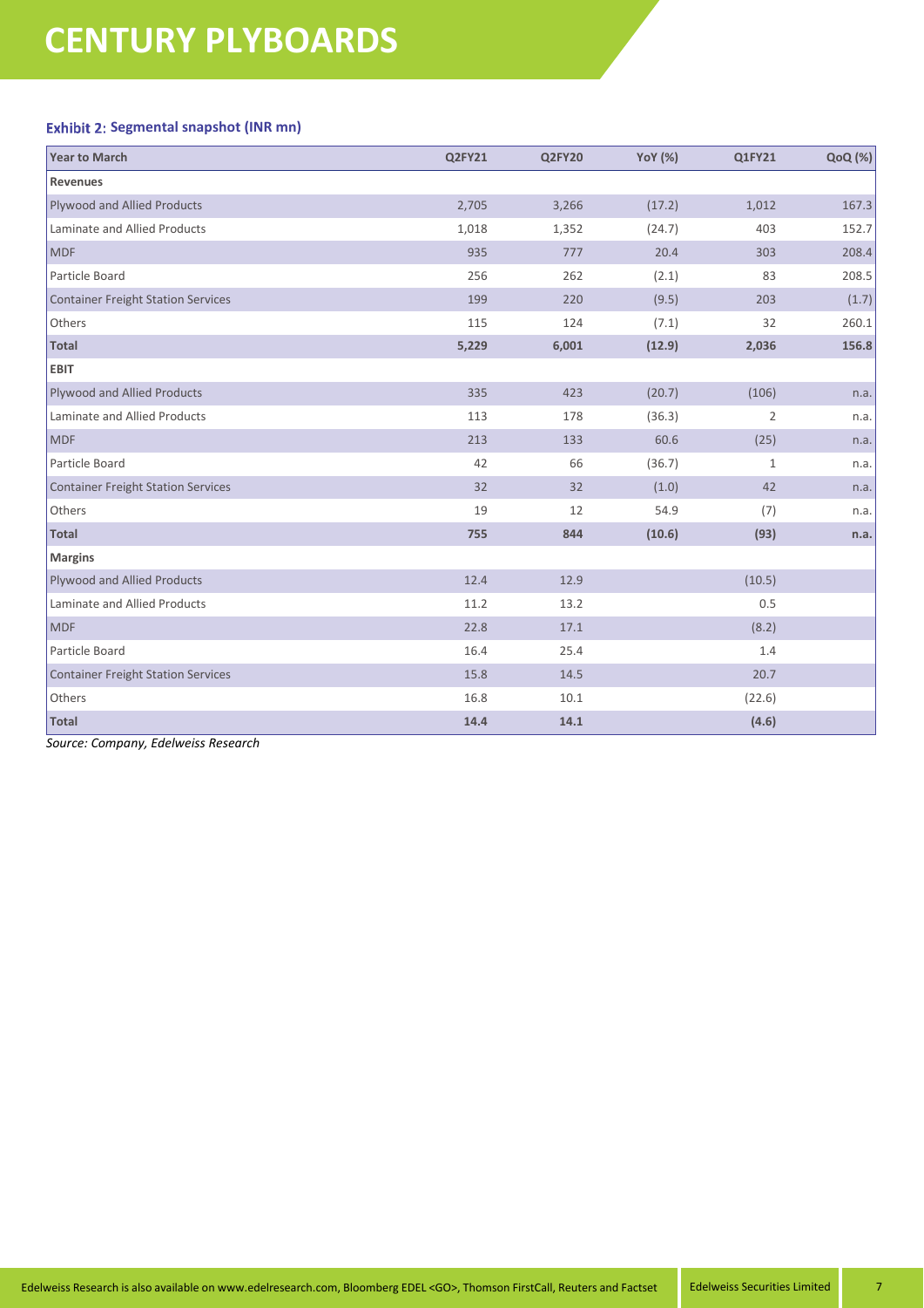### Exhibit 2: Segmental snapshot (INR mn)

| Year to March | Q2FY21 | Q2FY20 | YoY (%) | Q1FY21 | QoQ (%) |
|---|---|---|---|---|---|
| **Revenues** | | | | | |
| Plywood and Allied Products | 2,705 | 3,266 | (17.2) | 1,012 | 167.3 |
| Laminate and Allied Products | 1,018 | 1,352 | (24.7) | 403 | 152.7 |
| MDF | 935 | 777 | 20.4 | 303 | 208.4 |
| Particle Board | 256 | 262 | (2.1) | 83 | 208.5 |
| Container Freight Station Services | 199 | 220 | (9.5) | 203 | (1.7) |
| Others | 115 | 124 | (7.1) | 32 | 260.1 |
| **Total** | **5,229** | **6,001** | **(12.9)** | **2,036** | **156.8** |
| **EBIT** | | | | | |
| Plywood and Allied Products | 335 | 423 | (20.7) | (106) | n.a. |
| Laminate and Allied Products | 113 | 178 | (36.3) | 2 | n.a. |
| MDF | 213 | 133 | 60.6 | (25) | n.a. |
| Particle Board | 42 | 66 | (36.7) | 1 | n.a. |
| Container Freight Station Services | 32 | 32 | (1.0) | 42 | n.a. |
| Others | 19 | 12 | 54.9 | (7) | n.a. |
| **Total** | **755** | **844** | **(10.6)** | **(93)** | **n.a.** |
| **Margins** | | | | | |
| Plywood and Allied Products | 12.4 | 12.9 | | (10.5) | |
| Laminate and Allied Products | 11.2 | 13.2 | | 0.5 | |
| MDF | 22.8 | 17.1 | | (8.2) | |
| Particle Board | 16.4 | 25.4 | | 1.4 | |
| Container Freight Station Services | 15.8 | 14.5 | | 20.7 | |
| Others | 16.8 | 10.1 | | (22.6) | |
| **Total** | **14.4** | **14.1** | | **(4.6)** | |

*Source: Company, Edelweiss Research*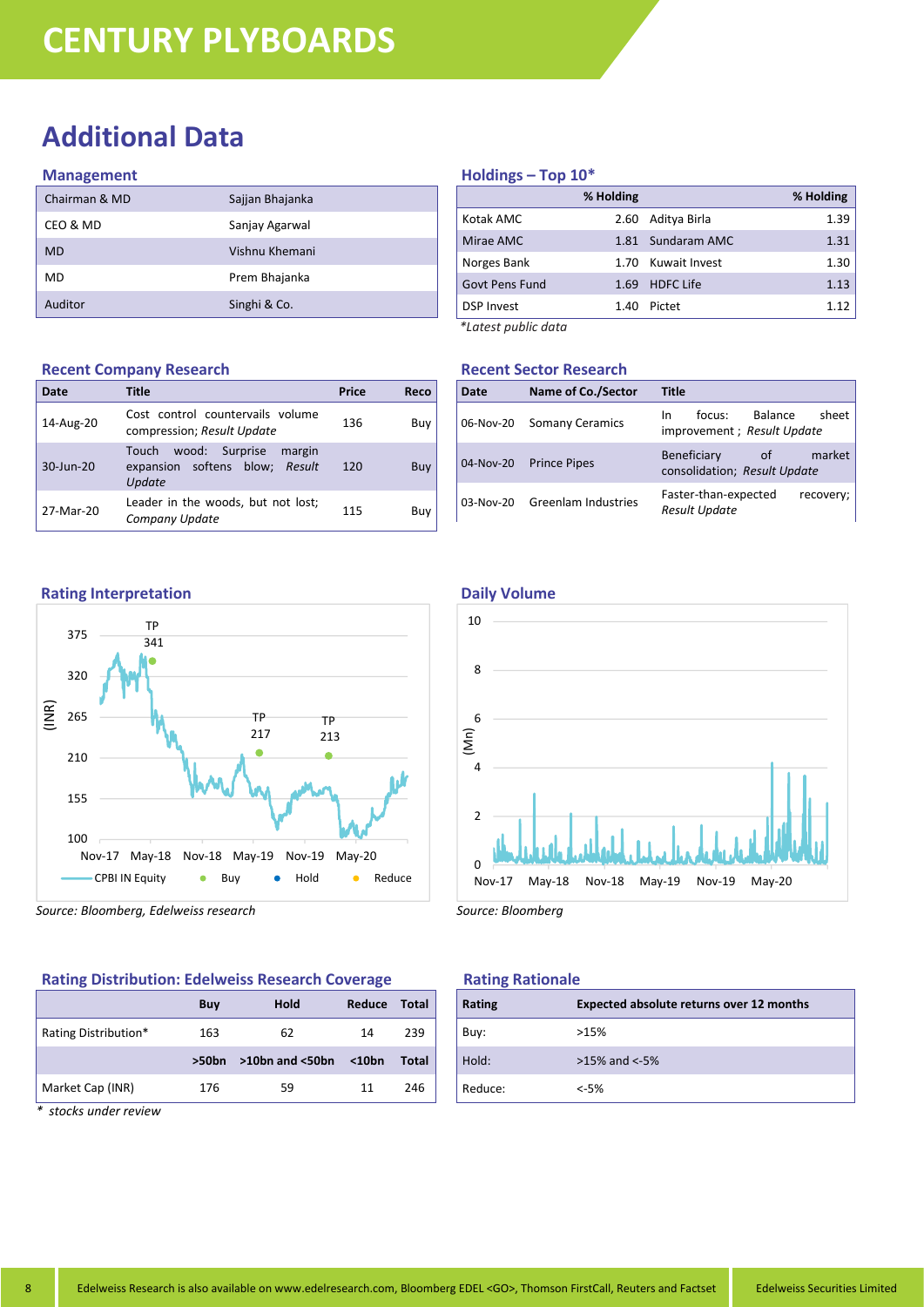# CENTURY PLYBOARDS

## Additional Data

### Management

| | |
|---|---|
| Chairman & MD | Sajjan Bhajanka |
| CEO & MD | Sanjay Agarwal |
| MD | Vishnu Khemani |
| MD | Prem Bhajanka |
| Auditor | Singhi & Co. |

### Holdings – Top 10*

| | % Holding | | % Holding |
|---|---|---|---|
| Kotak AMC | 2.60 | Aditya Birla | 1.39 |
| Mirae AMC | 1.81 | Sundaram AMC | 1.31 |
| Norges Bank | 1.70 | Kuwait Invest | 1.30 |
| Govt Pens Fund | 1.69 | HDFC Life | 1.13 |
| DSP Invest | 1.40 | Pictet | 1.12 |

*Latest public data*

### Recent Company Research

| Date | Title | Price | Reco |
|---|---|---|---|
| 14-Aug-20 | Cost control countervails volume compression; *Result Update* | 136 | Buy |
| 30-Jun-20 | Touch wood: Surprise margin expansion softens blow; *Result Update* | 120 | Buy |
| 27-Mar-20 | Leader in the woods, but not lost; *Company Update* | 115 | Buy |

### Recent Sector Research

| Date | Name of Co./Sector | Title |
|---|---|---|
| 06-Nov-20 | Somany Ceramics | In focus: Balance sheet improvement ; *Result Update* |
| 04-Nov-20 | Prince Pipes | Beneficiary of market consolidation; *Result Update* |
| 03-Nov-20 | Greenlam Industries | Faster-than-expected recovery; *Result Update* |

### Rating Interpretation

*Source: Bloomberg, Edelweiss research*

### Daily Volume

*Source: Bloomberg*

### Rating Distribution: Edelweiss Research Coverage

| | Buy | Hold | Reduce | Total |
|---|---|---|---|---|
| Rating Distribution* | 163 | 62 | 14 | 239 |
| | **>50bn** | **>10bn and <50bn** | **<10bn** | **Total** |
| Market Cap (INR) | 176 | 59 | 11 | 246 |

*\* stocks under review*

### Rating Rationale

| Rating | Expected absolute returns over 12 months |
|---|---|
| Buy: | >15% |
| Hold: | >15% and <-5% |
| Reduce: | <-5% |

Edelweiss Research is also available on www.edelresearch.com, Bloomberg EDEL <GO>, Thomson FirstCall, Reuters and Factset

Edelweiss Securities Limited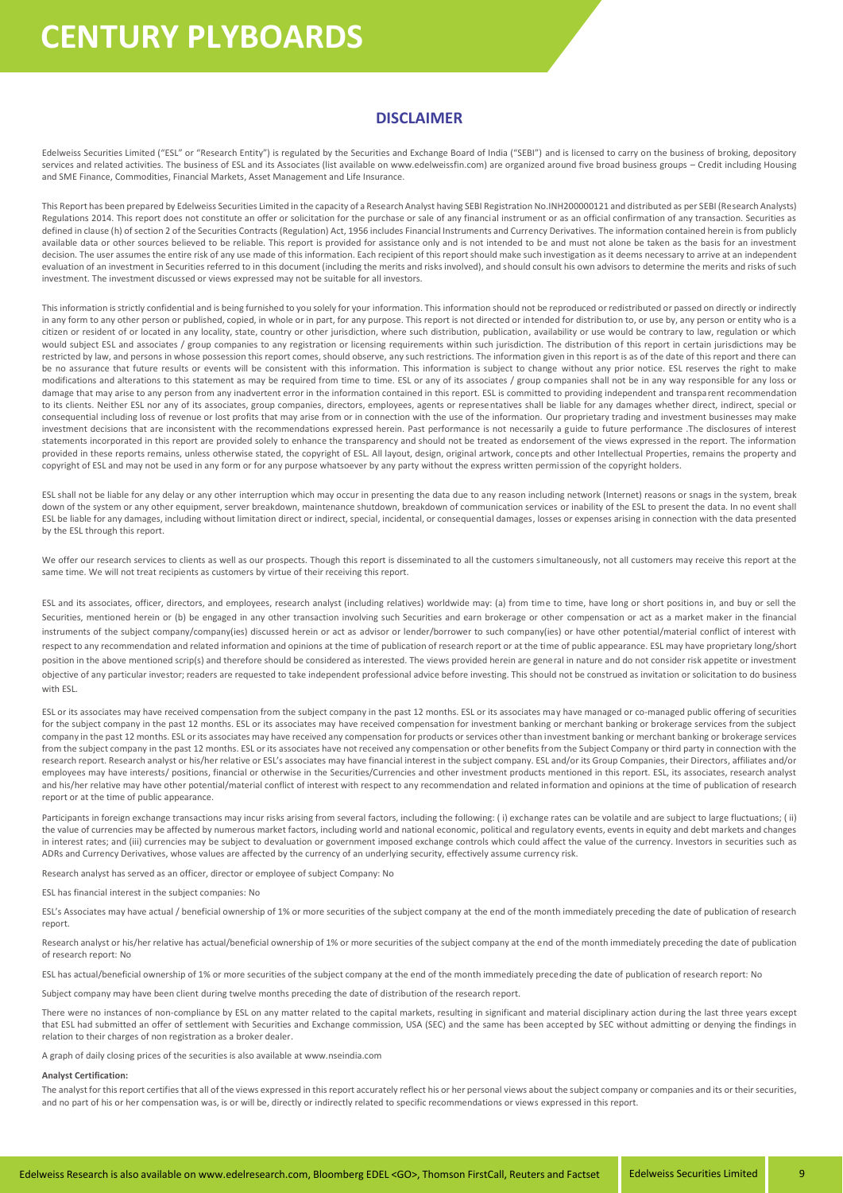## DISCLAIMER

Edelweiss Securities Limited ("ESL" or "Research Entity") is regulated by the Securities and Exchange Board of India ("SEBI") and is licensed to carry on the business of broking, depository services and related activities. The business of ESL and its Associates (list available on www.edelweissfin.com) are organized around five broad business groups – Credit including Housing and SME Finance, Commodities, Financial Markets, Asset Management and Life Insurance.

This Report has been prepared by Edelweiss Securities Limited in the capacity of a Research Analyst having SEBI Registration No.INH200000121 and distributed as per SEBI (Research Analysts) Regulations 2014. This report does not constitute an offer or solicitation for the purchase or sale of any financial instrument or as an official confirmation of any transaction. Securities as defined in clause (h) of section 2 of the Securities Contracts (Regulation) Act, 1956 includes Financial Instruments and Currency Derivatives. The information contained herein is from publicly available data or other sources believed to be reliable. This report is provided for assistance only and is not intended to be and must not alone be taken as the basis for an investment decision. The user assumes the entire risk of any use made of this information. Each recipient of this report should make such investigation as it deems necessary to arrive at an independent evaluation of an investment in Securities referred to in this document (including the merits and risks involved), and should consult his own advisors to determine the merits and risks of such investment. The investment discussed or views expressed may not be suitable for all investors.

This information is strictly confidential and is being furnished to you solely for your information. This information should not be reproduced or redistributed or passed on directly or indirectly in any form to any other person or published, copied, in whole or in part, for any purpose. This report is not directed or intended for distribution to, or use by, any person or entity who is a citizen or resident of or located in any locality, state, country or other jurisdiction, where such distribution, publication, availability or use would be contrary to law, regulation or which would subject ESL and associates / group companies to any registration or licensing requirements within such jurisdiction. The distribution of this report in certain jurisdictions may be restricted by law, and persons in whose possession this report comes, should observe, any such restrictions. The information given in this report is as of the date of this report and there can be no assurance that future results or events will be consistent with this information. This information is subject to change without any prior notice. ESL reserves the right to make modifications and alterations to this statement as may be required from time to time. ESL or any of its associates / group companies shall not be in any way responsible for any loss or damage that may arise to any person from any inadvertent error in the information contained in this report. ESL is committed to providing independent and transparent recommendation to its clients. Neither ESL nor any of its associates, group companies, directors, employees, agents or representatives shall be liable for any damages whether direct, indirect, special or consequential including loss of revenue or lost profits that may arise from or in connection with the use of the information. Our proprietary trading and investment businesses may make investment decisions that are inconsistent with the recommendations expressed herein. Past performance is not necessarily a guide to future performance .The disclosures of interest statements incorporated in this report are provided solely to enhance the transparency and should not be treated as endorsement of the views expressed in the report. The information provided in these reports remains, unless otherwise stated, the copyright of ESL. All layout, design, original artwork, concepts and other Intellectual Properties, remains the property and copyright of ESL and may not be used in any form or for any purpose whatsoever by any party without the express written permission of the copyright holders.

ESL shall not be liable for any delay or any other interruption which may occur in presenting the data due to any reason including network (Internet) reasons or snags in the system, break down of the system or any other equipment, server breakdown, maintenance shutdown, breakdown of communication services or inability of the ESL to present the data. In no event shall ESL be liable for any damages, including without limitation direct or indirect, special, incidental, or consequential damages, losses or expenses arising in connection with the data presented by the ESL through this report.

We offer our research services to clients as well as our prospects. Though this report is disseminated to all the customers simultaneously, not all customers may receive this report at the same time. We will not treat recipients as customers by virtue of their receiving this report.

ESL and its associates, officer, directors, and employees, research analyst (including relatives) worldwide may: (a) from time to time, have long or short positions in, and buy or sell the Securities, mentioned herein or (b) be engaged in any other transaction involving such Securities and earn brokerage or other compensation or act as a market maker in the financial instruments of the subject company/company(ies) discussed herein or act as advisor or lender/borrower to such company(ies) or have other potential/material conflict of interest with respect to any recommendation and related information and opinions at the time of publication of research report or at the time of public appearance. ESL may have proprietary long/short position in the above mentioned scrip(s) and therefore should be considered as interested. The views provided herein are general in nature and do not consider risk appetite or investment objective of any particular investor; readers are requested to take independent professional advice before investing. This should not be construed as invitation or solicitation to do business with ESL.

ESL or its associates may have received compensation from the subject company in the past 12 months. ESL or its associates may have managed or co-managed public offering of securities for the subject company in the past 12 months. ESL or its associates may have received compensation for investment banking or merchant banking or brokerage services from the subject company in the past 12 months. ESL or its associates may have received any compensation for products or services other than investment banking or merchant banking or brokerage services from the subject company in the past 12 months. ESL or its associates have not received any compensation or other benefits from the Subject Company or third party in connection with the research report. Research analyst or his/her relative or ESL's associates may have financial interest in the subject company. ESL and/or its Group Companies, their Directors, affiliates and/or employees may have interests/ positions, financial or otherwise in the Securities/Currencies and other investment products mentioned in this report. ESL, its associates, research analyst and his/her relative may have other potential/material conflict of interest with respect to any recommendation and related information and opinions at the time of publication of research report or at the time of public appearance.

Participants in foreign exchange transactions may incur risks arising from several factors, including the following: ( i) exchange rates can be volatile and are subject to large fluctuations; ( ii) the value of currencies may be affected by numerous market factors, including world and national economic, political and regulatory events, events in equity and debt markets and changes in interest rates; and (iii) currencies may be subject to devaluation or government imposed exchange controls which could affect the value of the currency. Investors in securities such as ADRs and Currency Derivatives, whose values are affected by the currency of an underlying security, effectively assume currency risk.

Research analyst has served as an officer, director or employee of subject Company: No

ESL has financial interest in the subject companies: No

ESL's Associates may have actual / beneficial ownership of 1% or more securities of the subject company at the end of the month immediately preceding the date of publication of research report.

Research analyst or his/her relative has actual/beneficial ownership of 1% or more securities of the subject company at the end of the month immediately preceding the date of publication of research report: No

ESL has actual/beneficial ownership of 1% or more securities of the subject company at the end of the month immediately preceding the date of publication of research report: No

Subject company may have been client during twelve months preceding the date of distribution of the research report.

There were no instances of non-compliance by ESL on any matter related to the capital markets, resulting in significant and material disciplinary action during the last three years except that ESL had submitted an offer of settlement with Securities and Exchange commission, USA (SEC) and the same has been accepted by SEC without admitting or denying the findings in relation to their charges of non registration as a broker dealer.

A graph of daily closing prices of the securities is also available at www.nseindia.com

**Analyst Certification:**

The analyst for this report certifies that all of the views expressed in this report accurately reflect his or her personal views about the subject company or companies and its or their securities, and no part of his or her compensation was, is or will be, directly or indirectly related to specific recommendations or views expressed in this report.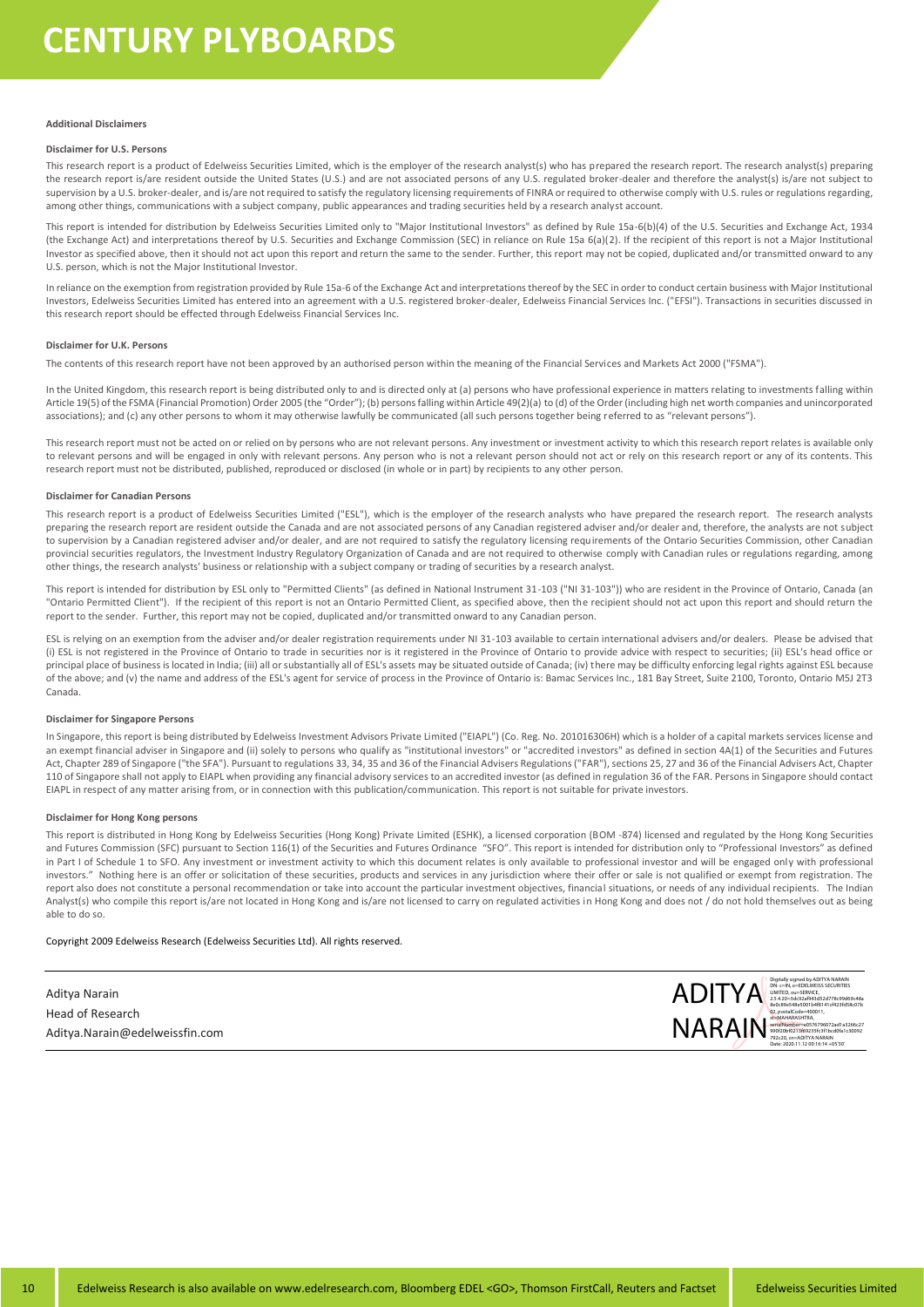### Additional Disclaimers

#### Disclaimer for U.S. Persons

This research report is a product of Edelweiss Securities Limited, which is the employer of the research analyst(s) who has prepared the research report. The research analyst(s) preparing the research report is/are resident outside the United States (U.S.) and are not associated persons of any U.S. regulated broker-dealer and therefore the analyst(s) is/are not subject to supervision by a U.S. broker-dealer, and is/are not required to satisfy the regulatory licensing requirements of FINRA or required to otherwise comply with U.S. rules or regulations regarding, among other things, communications with a subject company, public appearances and trading securities held by a research analyst account.

This report is intended for distribution by Edelweiss Securities Limited only to "Major Institutional Investors" as defined by Rule 15a-6(b)(4) of the U.S. Securities and Exchange Act, 1934 (the Exchange Act) and interpretations thereof by U.S. Securities and Exchange Commission (SEC) in reliance on Rule 15a 6(a)(2). If the recipient of this report is not a Major Institutional Investor as specified above, then it should not act upon this report and return the same to the sender. Further, this report may not be copied, duplicated and/or transmitted onward to any U.S. person, which is not the Major Institutional Investor.

In reliance on the exemption from registration provided by Rule 15a-6 of the Exchange Act and interpretations thereof by the SEC in order to conduct certain business with Major Institutional Investors, Edelweiss Securities Limited has entered into an agreement with a U.S. registered broker-dealer, Edelweiss Financial Services Inc. ("EFSI"). Transactions in securities discussed in this research report should be effected through Edelweiss Financial Services Inc.

#### Disclaimer for U.K. Persons

The contents of this research report have not been approved by an authorised person within the meaning of the Financial Services and Markets Act 2000 ("FSMA").

In the United Kingdom, this research report is being distributed only to and is directed only at (a) persons who have professional experience in matters relating to investments falling within Article 19(5) of the FSMA (Financial Promotion) Order 2005 (the "Order"); (b) persons falling within Article 49(2)(a) to (d) of the Order (including high net worth companies and unincorporated associations); and (c) any other persons to whom it may otherwise lawfully be communicated (all such persons together being referred to as "relevant persons").

This research report must not be acted on or relied on by persons who are not relevant persons. Any investment or investment activity to which this research report relates is available only to relevant persons and will be engaged in only with relevant persons. Any person who is not a relevant person should not act or rely on this research report or any of its contents. This research report must not be distributed, published, reproduced or disclosed (in whole or in part) by recipients to any other person.

#### Disclaimer for Canadian Persons

This research report is a product of Edelweiss Securities Limited ("ESL"), which is the employer of the research analysts who have prepared the research report. The research analysts preparing the research report are resident outside the Canada and are not associated persons of any Canadian registered adviser and/or dealer and, therefore, the analysts are not subject to supervision by a Canadian registered adviser and/or dealer, and are not required to satisfy the regulatory licensing requirements of the Ontario Securities Commission, other Canadian provincial securities regulators, the Investment Industry Regulatory Organization of Canada and are not required to otherwise comply with Canadian rules or regulations regarding, among other things, the research analysts' business or relationship with a subject company or trading of securities by a research analyst.

This report is intended for distribution by ESL only to "Permitted Clients" (as defined in National Instrument 31-103 ("NI 31-103")) who are resident in the Province of Ontario, Canada (an "Ontario Permitted Client"). If the recipient of this report is not an Ontario Permitted Client, as specified above, then the recipient should not act upon this report and should return the report to the sender. Further, this report may not be copied, duplicated and/or transmitted onward to any Canadian person.

ESL is relying on an exemption from the adviser and/or dealer registration requirements under NI 31-103 available to certain international advisers and/or dealers. Please be advised that (i) ESL is not registered in the Province of Ontario to trade in securities nor is it registered in the Province of Ontario to provide advice with respect to securities; (ii) ESL's head office or principal place of business is located in India; (iii) all or substantially all of ESL's assets may be situated outside of Canada; (iv) there may be difficulty enforcing legal rights against ESL because of the above; and (v) the name and address of the ESL's agent for service of process in the Province of Ontario is: Bamac Services Inc., 181 Bay Street, Suite 2100, Toronto, Ontario M5J 2T3 Canada.

#### Disclaimer for Singapore Persons

In Singapore, this report is being distributed by Edelweiss Investment Advisors Private Limited ("EIAPL") (Co. Reg. No. 201016306H) which is a holder of a capital markets services license and an exempt financial adviser in Singapore and (ii) solely to persons who qualify as "institutional investors" or "accredited investors" as defined in section 4A(1) of the Securities and Futures Act, Chapter 289 of Singapore ("the SFA"). Pursuant to regulations 33, 34, 35 and 36 of the Financial Advisers Regulations ("FAR"), sections 25, 27 and 36 of the Financial Advisers Act, Chapter 110 of Singapore shall not apply to EIAPL when providing any financial advisory services to an accredited investor (as defined in regulation 36 of the FAR. Persons in Singapore should contact EIAPL in respect of any matter arising from, or in connection with this publication/communication. This report is not suitable for private investors.

#### Disclaimer for Hong Kong persons

This report is distributed in Hong Kong by Edelweiss Securities (Hong Kong) Private Limited (ESHK), a licensed corporation (BOM -874) licensed and regulated by the Hong Kong Securities and Futures Commission (SFC) pursuant to Section 116(1) of the Securities and Futures Ordinance "SFO". This report is intended for distribution only to "Professional Investors" as defined in Part I of Schedule 1 to SFO. Any investment or investment activity to which this document relates is only available to professional investor and will be engaged only with professional investors." Nothing here is an offer or solicitation of these securities, products and services in any jurisdiction where their offer or sale is not qualified or exempt from registration. The report also does not constitute a personal recommendation or take into account the particular investment objectives, financial situations, or needs of any individual recipients. The Indian Analyst(s) who compile this report is/are not located in Hong Kong and is/are not licensed to carry on regulated activities in Hong Kong and does not / do not hold themselves out as being able to do so.

Copyright 2009 Edelweiss Research (Edelweiss Securities Ltd). All rights reserved.

Aditya Narain
Head of Research
Aditya.Narain@edelweissfin.com

ADITYA NARAIN

Digitally signed by ADITYA NARAIN
DN: c=IN, o=EDELWEISS SECURITIES LIMITED, ou=SERVICE, 2.5.4.20=3dc92af943d52d778c99d69c48a8e0c89e548e5001b4f8141cf423fd58c07b02, postalCode=400011, st=MAHARASHTRA, serialNumber=e0576796072ad1a3266c27990f20bf0213f69235fc3f1bcd0fa1c30092792c20, cn=ADITYA NARAIN
Date: 2020.11.12 00:16:14 +05'30'